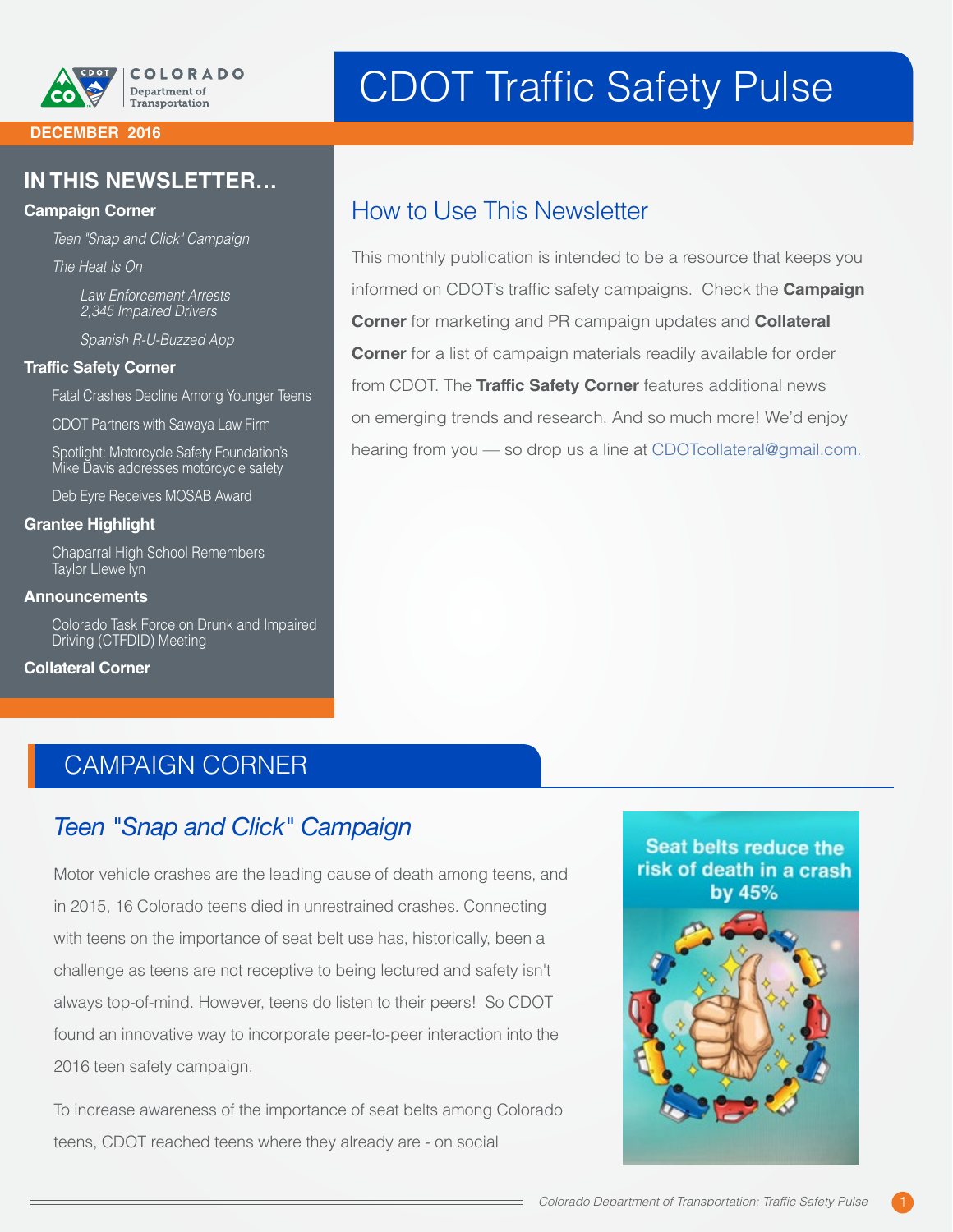# CDOT Traffic Safety Pulse

Colorado Department of Transportation

**DECEMBER 2016**

## IN THIS NEWSLETTER...

**Campaign Corner**

- *Teen "Snap and Click" Campaign*
- *The Heat Is On*
  - *Law Enforcement Arrests 2,345 Impaired Drivers*
  - *Spanish R-U-Buzzed App*

**Traffic Safety Corner**

- Fatal Crashes Decline Among Younger Teens
- CDOT Partners with Sawaya Law Firm
- Spotlight: Motorcycle Safety Foundation's Mike Davis addresses motorcycle safety
- Deb Eyre Receives MOSAB Award

**Grantee Highlight**

- Chaparral High School Remembers Taylor Llewellyn

**Announcements**

- Colorado Task Force on Drunk and Impaired Driving (CTFDID) Meeting

**Collateral Corner**

## How to Use This Newsletter

This monthly publication is intended to be a resource that keeps you informed on CDOT's traffic safety campaigns. Check the **Campaign Corner** for marketing and PR campaign updates and **Collateral Corner** for a list of campaign materials readily available for order from CDOT. The **Traffic Safety Corner** features additional news on emerging trends and research. And so much more! We'd enjoy hearing from you — so drop us a line at CDOTcollateral@gmail.com.

## CAMPAIGN CORNER

### *Teen "Snap and Click" Campaign*

Motor vehicle crashes are the leading cause of death among teens, and in 2015, 16 Colorado teens died in unrestrained crashes. Connecting with teens on the importance of seat belt use has, historically, been a challenge as teens are not receptive to being lectured and safety isn't always top-of-mind. However, teens do listen to their peers! So CDOT found an innovative way to incorporate peer-to-peer interaction into the 2016 teen safety campaign.

To increase awareness of the importance of seat belts among Colorado teens, CDOT reached teens where they already are - on social

Seat belts reduce the risk of death in a crash by 45%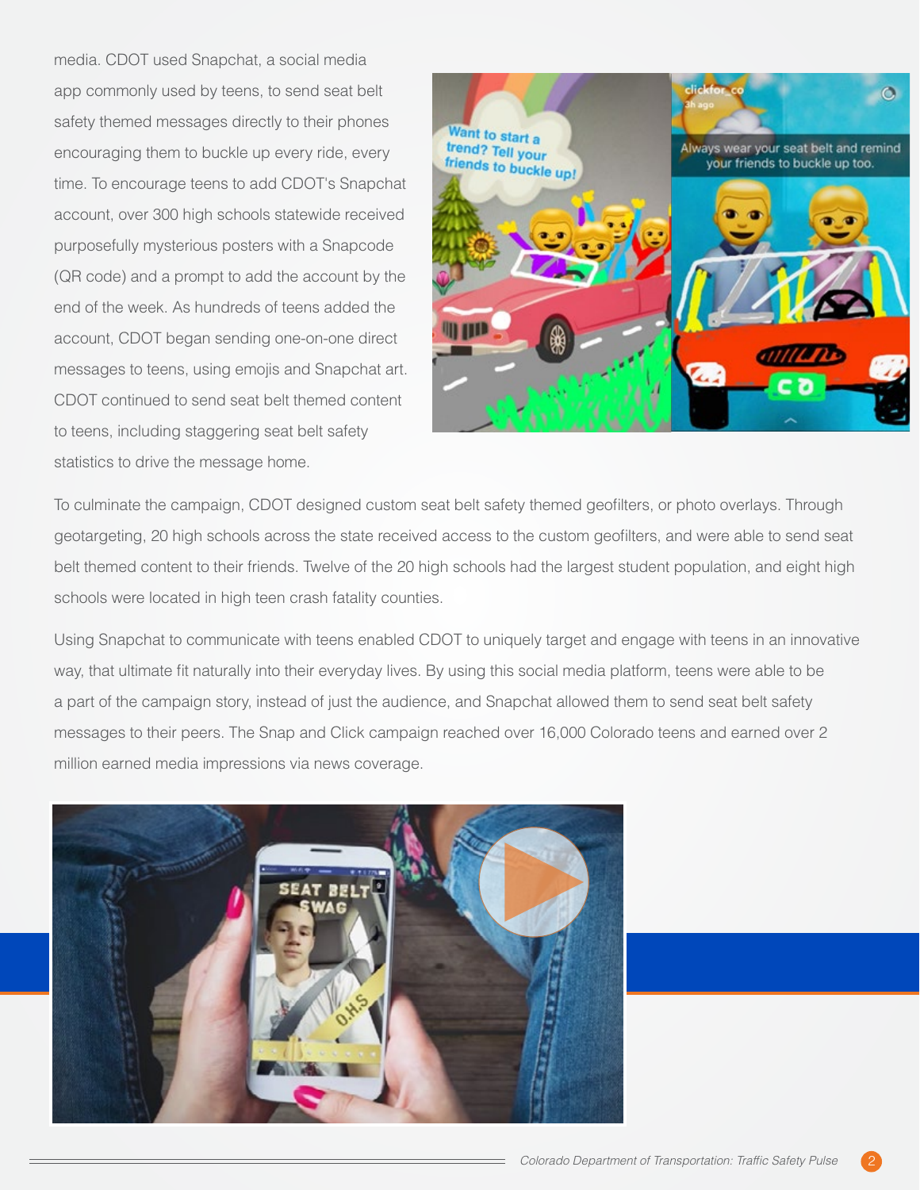media. CDOT used Snapchat, a social media app commonly used by teens, to send seat belt safety themed messages directly to their phones encouraging them to buckle up every ride, every time. To encourage teens to add CDOT's Snapchat account, over 300 high schools statewide received purposefully mysterious posters with a Snapcode (QR code) and a prompt to add the account by the end of the week. As hundreds of teens added the account, CDOT began sending one-on-one direct messages to teens, using emojis and Snapchat art. CDOT continued to send seat belt themed content to teens, including staggering seat belt safety statistics to drive the message home.

To culminate the campaign, CDOT designed custom seat belt safety themed geofilters, or photo overlays. Through geotargeting, 20 high schools across the state received access to the custom geofilters, and were able to send seat belt themed content to their friends. Twelve of the 20 high schools had the largest student population, and eight high schools were located in high teen crash fatality counties.

Using Snapchat to communicate with teens enabled CDOT to uniquely target and engage with teens in an innovative way, that ultimate fit naturally into their everyday lives. By using this social media platform, teens were able to be a part of the campaign story, instead of just the audience, and Snapchat allowed them to send seat belt safety messages to their peers. The Snap and Click campaign reached over 16,000 Colorado teens and earned over 2 million earned media impressions via news coverage.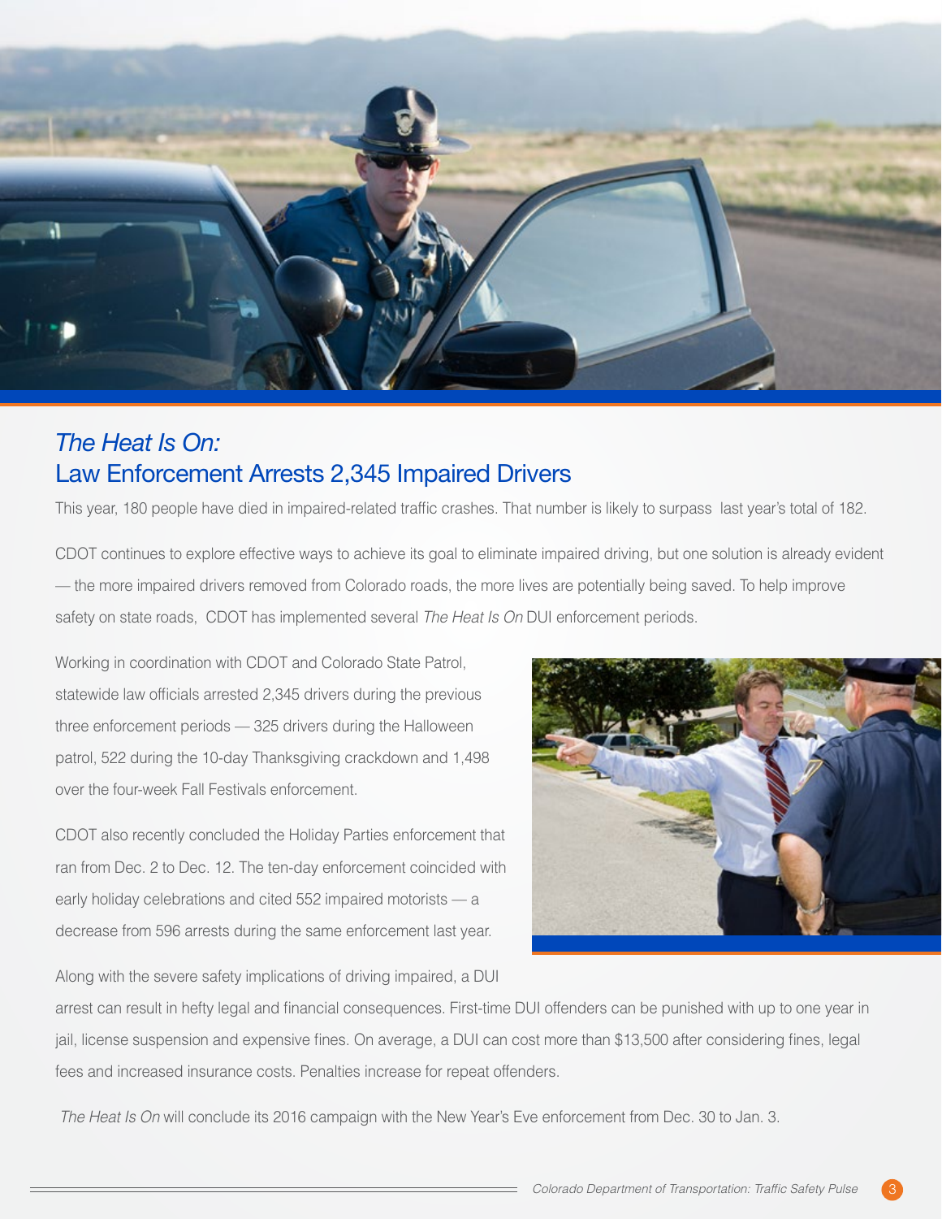## *The Heat Is On:*
## Law Enforcement Arrests 2,345 Impaired Drivers

This year, 180 people have died in impaired-related traffic crashes. That number is likely to surpass last year's total of 182.

CDOT continues to explore effective ways to achieve its goal to eliminate impaired driving, but one solution is already evident — the more impaired drivers removed from Colorado roads, the more lives are potentially being saved. To help improve safety on state roads, CDOT has implemented several *The Heat Is On* DUI enforcement periods.

Working in coordination with CDOT and Colorado State Patrol, statewide law officials arrested 2,345 drivers during the previous three enforcement periods — 325 drivers during the Halloween patrol, 522 during the 10-day Thanksgiving crackdown and 1,498 over the four-week Fall Festivals enforcement.

CDOT also recently concluded the Holiday Parties enforcement that ran from Dec. 2 to Dec. 12. The ten-day enforcement coincided with early holiday celebrations and cited 552 impaired motorists — a decrease from 596 arrests during the same enforcement last year.

Along with the severe safety implications of driving impaired, a DUI arrest can result in hefty legal and financial consequences. First-time DUI offenders can be punished with up to one year in jail, license suspension and expensive fines. On average, a DUI can cost more than $13,500 after considering fines, legal fees and increased insurance costs. Penalties increase for repeat offenders.

*The Heat Is On* will conclude its 2016 campaign with the New Year's Eve enforcement from Dec. 30 to Jan. 3.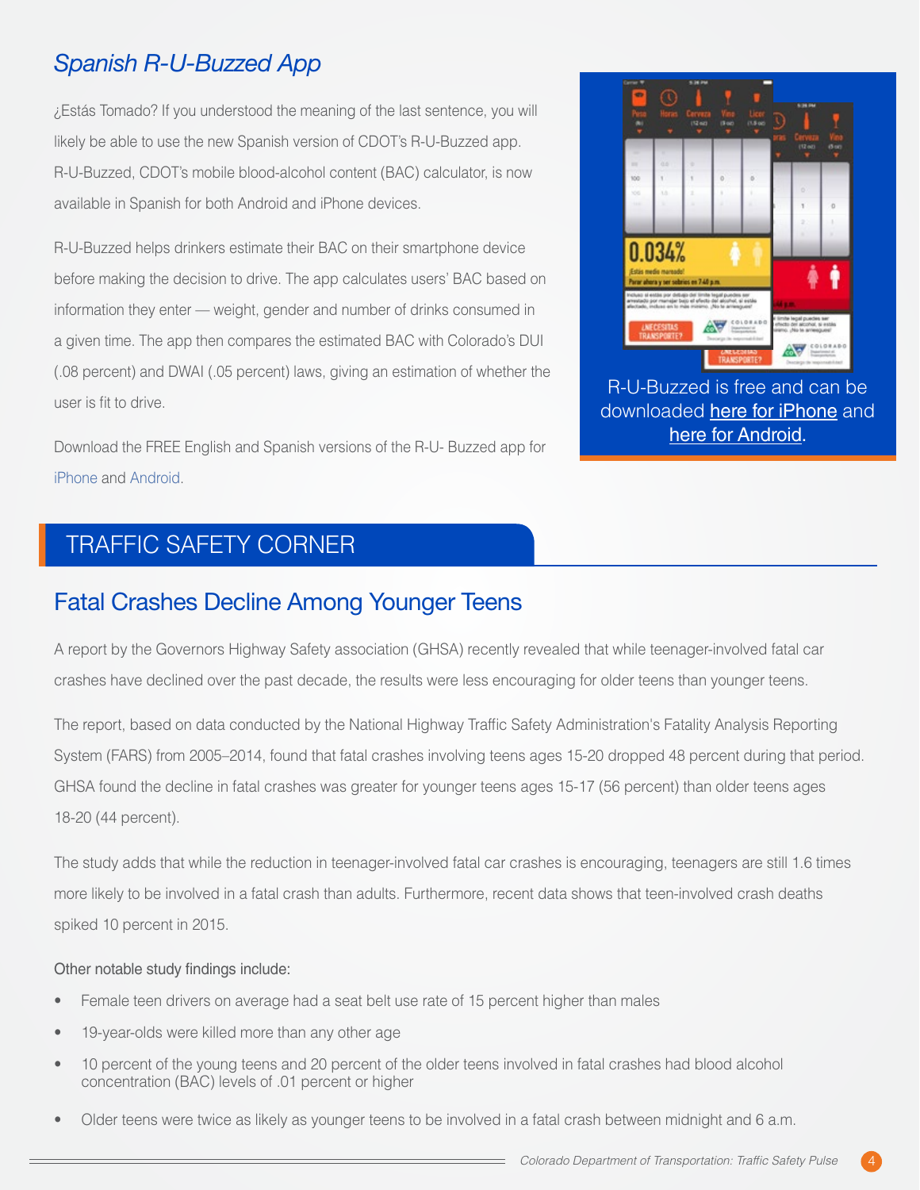## *Spanish R-U-Buzzed App*

¿Estás Tomado? If you understood the meaning of the last sentence, you will likely be able to use the new Spanish version of CDOT's R-U-Buzzed app. R-U-Buzzed, CDOT's mobile blood-alcohol content (BAC) calculator, is now available in Spanish for both Android and iPhone devices.

R-U-Buzzed helps drinkers estimate their BAC on their smartphone device before making the decision to drive. The app calculates users' BAC based on information they enter — weight, gender and number of drinks consumed in a given time. The app then compares the estimated BAC with Colorado's DUI (.08 percent) and DWAI (.05 percent) laws, giving an estimation of whether the user is fit to drive.

Download the FREE English and Spanish versions of the R-U- Buzzed app for iPhone and Android.

R-U-Buzzed is free and can be downloaded here for iPhone and here for Android.

# TRAFFIC SAFETY CORNER

## Fatal Crashes Decline Among Younger Teens

A report by the Governors Highway Safety association (GHSA) recently revealed that while teenager-involved fatal car crashes have declined over the past decade, the results were less encouraging for older teens than younger teens.

The report, based on data conducted by the National Highway Traffic Safety Administration's Fatality Analysis Reporting System (FARS) from 2005–2014, found that fatal crashes involving teens ages 15-20 dropped 48 percent during that period. GHSA found the decline in fatal crashes was greater for younger teens ages 15-17 (56 percent) than older teens ages 18-20 (44 percent).

The study adds that while the reduction in teenager-involved fatal car crashes is encouraging, teenagers are still 1.6 times more likely to be involved in a fatal crash than adults. Furthermore, recent data shows that teen-involved crash deaths spiked 10 percent in 2015.

Other notable study findings include:

- Female teen drivers on average had a seat belt use rate of 15 percent higher than males
- 19-year-olds were killed more than any other age
- 10 percent of the young teens and 20 percent of the older teens involved in fatal crashes had blood alcohol concentration (BAC) levels of .01 percent or higher
- Older teens were twice as likely as younger teens to be involved in a fatal crash between midnight and 6 a.m.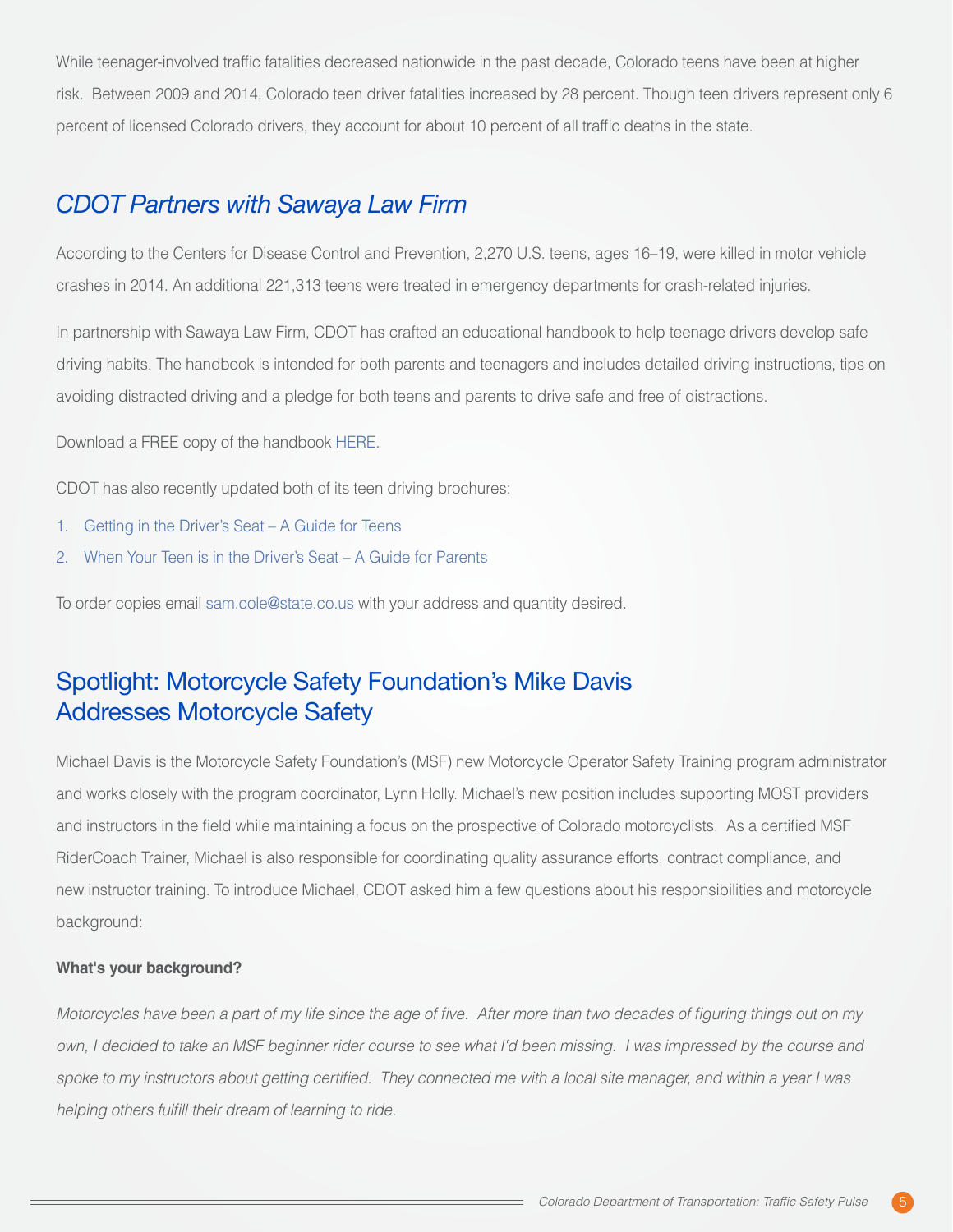While teenager-involved traffic fatalities decreased nationwide in the past decade, Colorado teens have been at higher risk. Between 2009 and 2014, Colorado teen driver fatalities increased by 28 percent. Though teen drivers represent only 6 percent of licensed Colorado drivers, they account for about 10 percent of all traffic deaths in the state.

## *CDOT Partners with Sawaya Law Firm*

According to the Centers for Disease Control and Prevention, 2,270 U.S. teens, ages 16–19, were killed in motor vehicle crashes in 2014. An additional 221,313 teens were treated in emergency departments for crash-related injuries.

In partnership with Sawaya Law Firm, CDOT has crafted an educational handbook to help teenage drivers develop safe driving habits. The handbook is intended for both parents and teenagers and includes detailed driving instructions, tips on avoiding distracted driving and a pledge for both teens and parents to drive safe and free of distractions.

Download a FREE copy of the handbook HERE.

CDOT has also recently updated both of its teen driving brochures:

1. Getting in the Driver's Seat – A Guide for Teens
2. When Your Teen is in the Driver's Seat – A Guide for Parents

To order copies email sam.cole@state.co.us with your address and quantity desired.

## Spotlight: Motorcycle Safety Foundation's Mike Davis Addresses Motorcycle Safety

Michael Davis is the Motorcycle Safety Foundation's (MSF) new Motorcycle Operator Safety Training program administrator and works closely with the program coordinator, Lynn Holly. Michael's new position includes supporting MOST providers and instructors in the field while maintaining a focus on the prospective of Colorado motorcyclists. As a certified MSF RiderCoach Trainer, Michael is also responsible for coordinating quality assurance efforts, contract compliance, and new instructor training. To introduce Michael, CDOT asked him a few questions about his responsibilities and motorcycle background:

**What's your background?**

*Motorcycles have been a part of my life since the age of five. After more than two decades of figuring things out on my own, I decided to take an MSF beginner rider course to see what I'd been missing. I was impressed by the course and spoke to my instructors about getting certified. They connected me with a local site manager, and within a year I was helping others fulfill their dream of learning to ride.*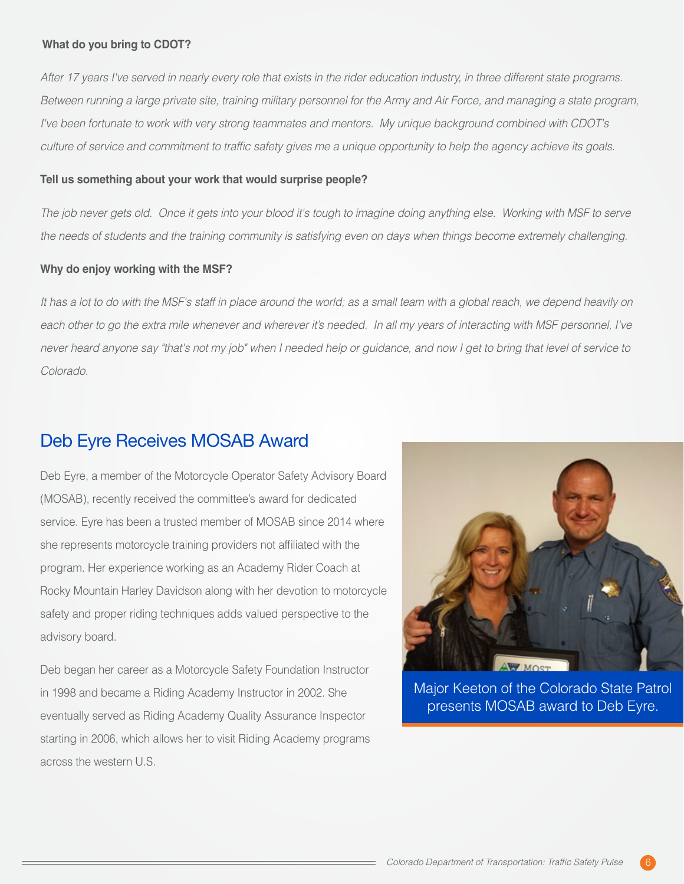**What do you bring to CDOT?**

*After 17 years I've served in nearly every role that exists in the rider education industry, in three different state programs. Between running a large private site, training military personnel for the Army and Air Force, and managing a state program, I've been fortunate to work with very strong teammates and mentors. My unique background combined with CDOT's culture of service and commitment to traffic safety gives me a unique opportunity to help the agency achieve its goals.*

**Tell us something about your work that would surprise people?**

*The job never gets old. Once it gets into your blood it's tough to imagine doing anything else. Working with MSF to serve the needs of students and the training community is satisfying even on days when things become extremely challenging.*

**Why do enjoy working with the MSF?**

*It has a lot to do with the MSF's staff in place around the world; as a small team with a global reach, we depend heavily on each other to go the extra mile whenever and wherever it's needed. In all my years of interacting with MSF personnel, I've never heard anyone say "that's not my job" when I needed help or guidance, and now I get to bring that level of service to Colorado.*

## Deb Eyre Receives MOSAB Award

Deb Eyre, a member of the Motorcycle Operator Safety Advisory Board (MOSAB), recently received the committee's award for dedicated service. Eyre has been a trusted member of MOSAB since 2014 where she represents motorcycle training providers not affiliated with the program. Her experience working as an Academy Rider Coach at Rocky Mountain Harley Davidson along with her devotion to motorcycle safety and proper riding techniques adds valued perspective to the advisory board.

Deb began her career as a Motorcycle Safety Foundation Instructor in 1998 and became a Riding Academy Instructor in 2002. She eventually served as Riding Academy Quality Assurance Inspector starting in 2006, which allows her to visit Riding Academy programs across the western U.S.

Major Keeton of the Colorado State Patrol presents MOSAB award to Deb Eyre.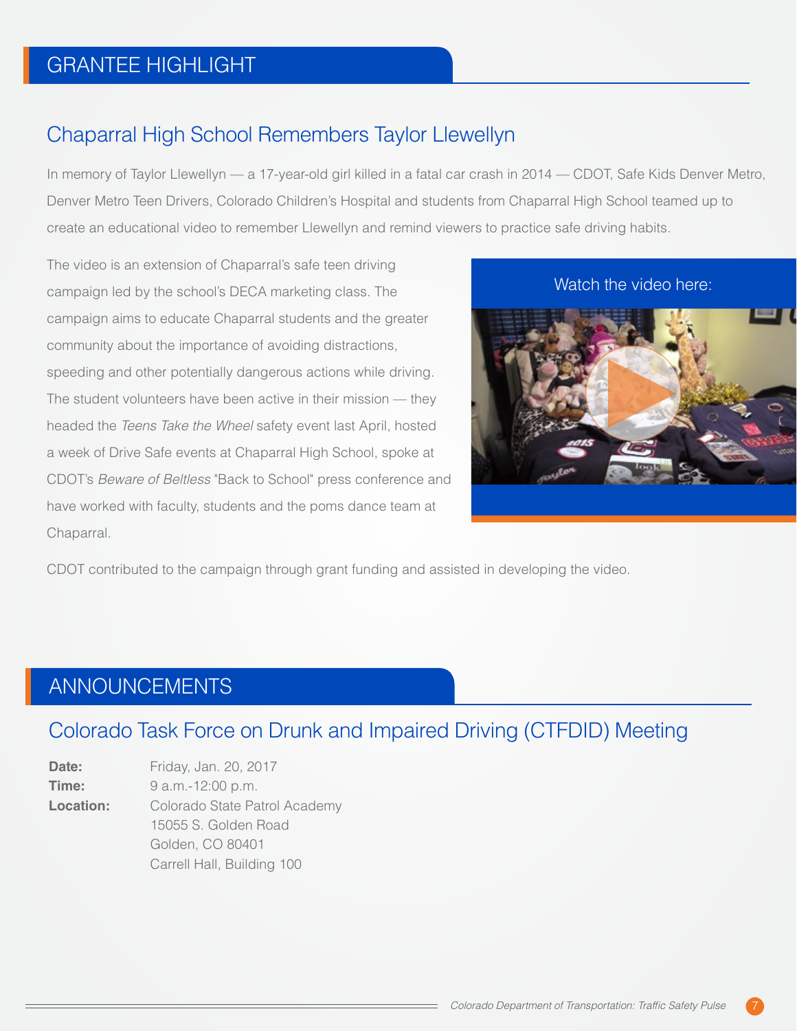## GRANTEE HIGHLIGHT

### Chaparral High School Remembers Taylor Llewellyn

In memory of Taylor Llewellyn — a 17-year-old girl killed in a fatal car crash in 2014 — CDOT, Safe Kids Denver Metro, Denver Metro Teen Drivers, Colorado Children's Hospital and students from Chaparral High School teamed up to create an educational video to remember Llewellyn and remind viewers to practice safe driving habits.

The video is an extension of Chaparral's safe teen driving campaign led by the school's DECA marketing class. The campaign aims to educate Chaparral students and the greater community about the importance of avoiding distractions, speeding and other potentially dangerous actions while driving. The student volunteers have been active in their mission — they headed the *Teens Take the Wheel* safety event last April, hosted a week of Drive Safe events at Chaparral High School, spoke at CDOT's *Beware of Beltless* "Back to School" press conference and have worked with faculty, students and the poms dance team at Chaparral.

Watch the video here:

CDOT contributed to the campaign through grant funding and assisted in developing the video.

## ANNOUNCEMENTS

### Colorado Task Force on Drunk and Impaired Driving (CTFDID) Meeting

**Date:** Friday, Jan. 20, 2017
**Time:** 9 a.m.-12:00 p.m.
**Location:** Colorado State Patrol Academy
15055 S. Golden Road
Golden, CO 80401
Carrell Hall, Building 100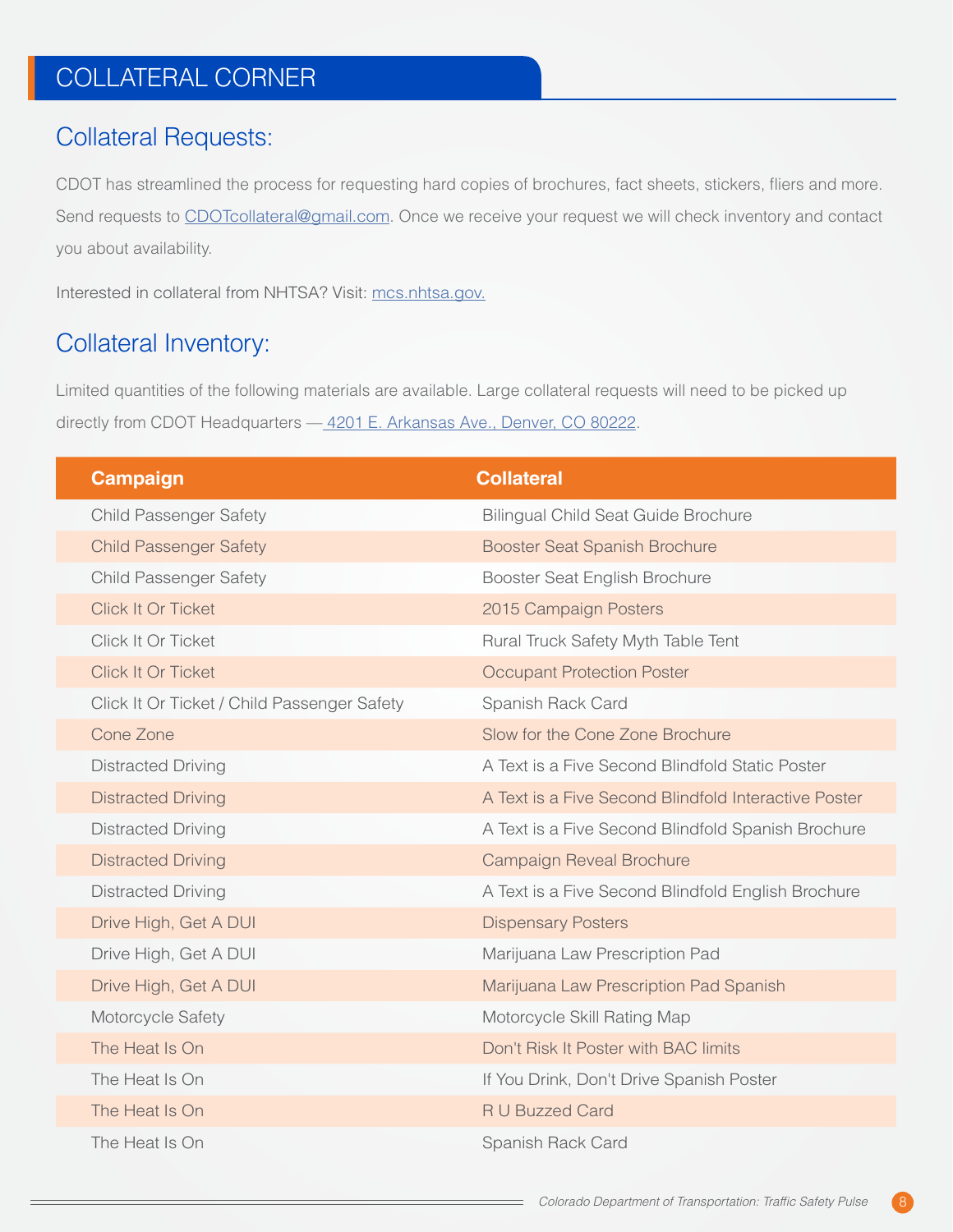# COLLATERAL CORNER

## Collateral Requests:

CDOT has streamlined the process for requesting hard copies of brochures, fact sheets, stickers, fliers and more. Send requests to CDOTcollateral@gmail.com. Once we receive your request we will check inventory and contact you about availability.

Interested in collateral from NHTSA? Visit: mcs.nhtsa.gov.

## Collateral Inventory:

Limited quantities of the following materials are available. Large collateral requests will need to be picked up directly from CDOT Headquarters — 4201 E. Arkansas Ave., Denver, CO 80222.

| Campaign | Collateral |
|---|---|
| Child Passenger Safety | Bilingual Child Seat Guide Brochure |
| Child Passenger Safety | Booster Seat Spanish Brochure |
| Child Passenger Safety | Booster Seat English Brochure |
| Click It Or Ticket | 2015 Campaign Posters |
| Click It Or Ticket | Rural Truck Safety Myth Table Tent |
| Click It Or Ticket | Occupant Protection Poster |
| Click It Or Ticket / Child Passenger Safety | Spanish Rack Card |
| Cone Zone | Slow for the Cone Zone Brochure |
| Distracted Driving | A Text is a Five Second Blindfold Static Poster |
| Distracted Driving | A Text is a Five Second Blindfold Interactive Poster |
| Distracted Driving | A Text is a Five Second Blindfold Spanish Brochure |
| Distracted Driving | Campaign Reveal Brochure |
| Distracted Driving | A Text is a Five Second Blindfold English Brochure |
| Drive High, Get A DUI | Dispensary Posters |
| Drive High, Get A DUI | Marijuana Law Prescription Pad |
| Drive High, Get A DUI | Marijuana Law Prescription Pad Spanish |
| Motorcycle Safety | Motorcycle Skill Rating Map |
| The Heat Is On | Don't Risk It Poster with BAC limits |
| The Heat Is On | If You Drink, Don't Drive Spanish Poster |
| The Heat Is On | R U Buzzed Card |
| The Heat Is On | Spanish Rack Card |